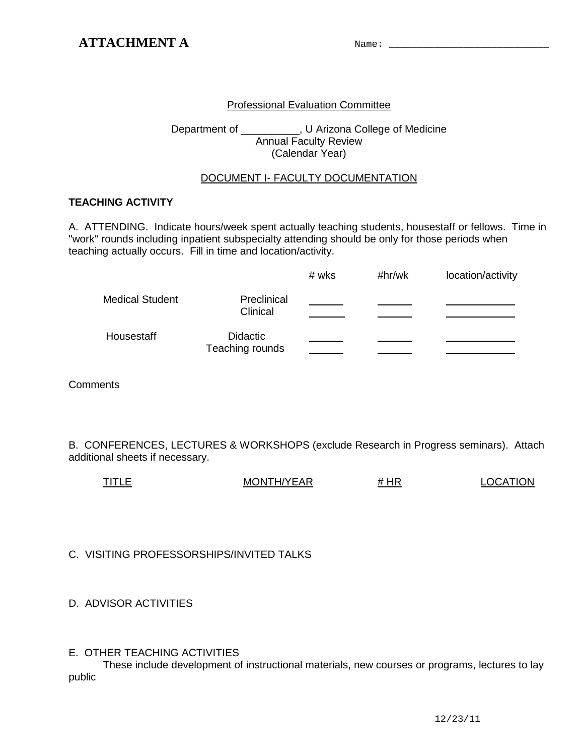**ATTACHMENT A** Name: ___________________________

Professional Evaluation Committee

Department of __________, U Arizona College of Medicine
Annual Faculty Review
(Calendar Year)

DOCUMENT I- FACULTY DOCUMENTATION

**TEACHING ACTIVITY**

A. ATTENDING. Indicate hours/week spent actually teaching students, housestaff or fellows. Time in "work" rounds including inpatient subspecialty attending should be only for those periods when teaching actually occurs. Fill in time and location/activity.

| | | # wks | #hr/wk | location/activity |
|---|---|---|---|---|
| Medical Student | Preclinical | _____ | _____ | __________ |
| | Clinical | _____ | _____ | __________ |
| Housestaff | Didactic | _____ | _____ | __________ |
| | Teaching rounds | _____ | _____ | __________ |

Comments

B. CONFERENCES, LECTURES & WORKSHOPS (exclude Research in Progress seminars). Attach additional sheets if necessary.

| TITLE | MONTH/YEAR | # HR | LOCATION |
|---|---|---|---|

C. VISITING PROFESSORSHIPS/INVITED TALKS

D. ADVISOR ACTIVITIES

E. OTHER TEACHING ACTIVITIES

These include development of instructional materials, new courses or programs, lectures to lay public

12/23/11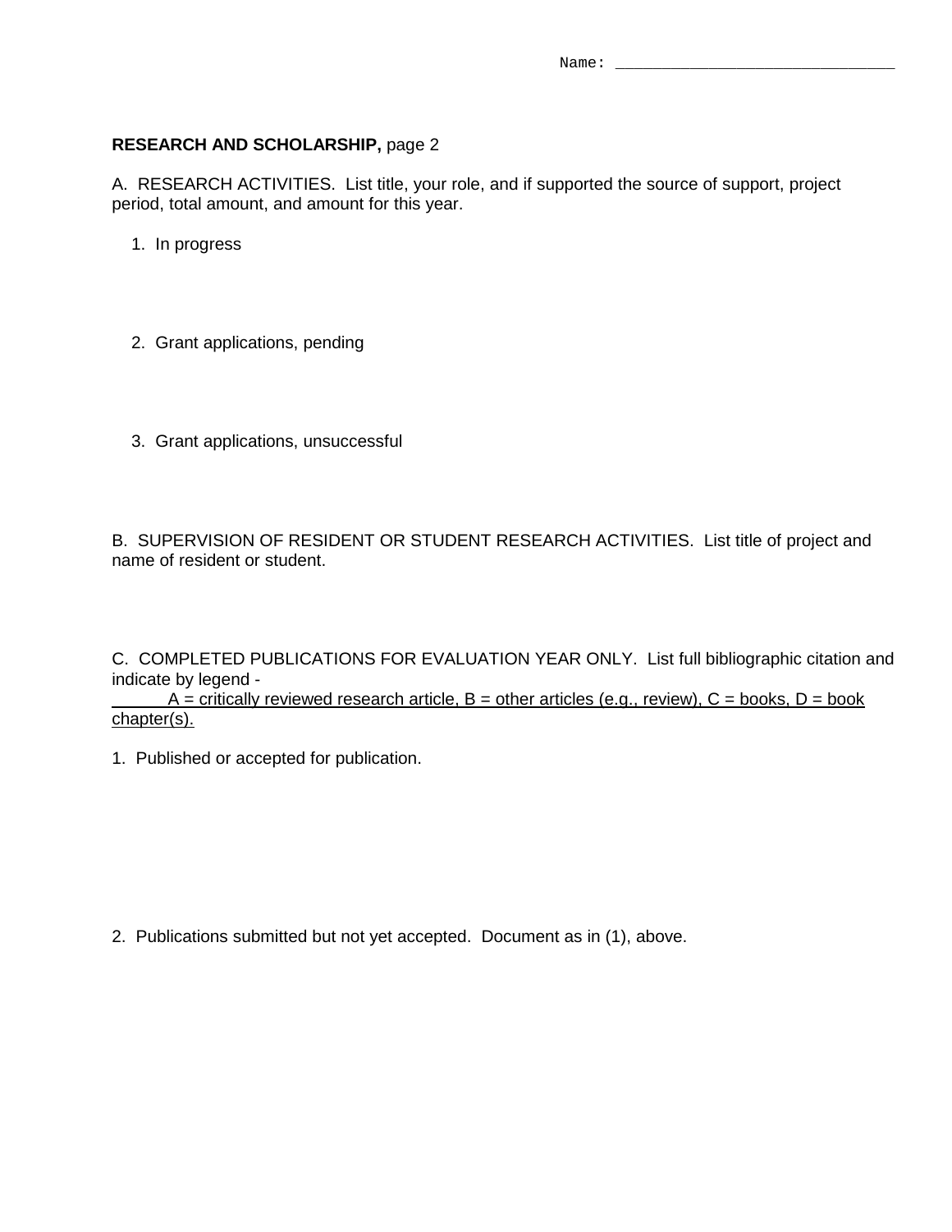Name: ______________________________

**RESEARCH AND SCHOLARSHIP,** page 2

A. RESEARCH ACTIVITIES. List title, your role, and if supported the source of support, project period, total amount, and amount for this year.

1. In progress

2. Grant applications, pending

3. Grant applications, unsuccessful

B. SUPERVISION OF RESIDENT OR STUDENT RESEARCH ACTIVITIES. List title of project and name of resident or student.

C. COMPLETED PUBLICATIONS FOR EVALUATION YEAR ONLY. List full bibliographic citation and indicate by legend -

A = critically reviewed research article, B = other articles (e.g., review), C = books, D = book chapter(s).

1. Published or accepted for publication.

2. Publications submitted but not yet accepted. Document as in (1), above.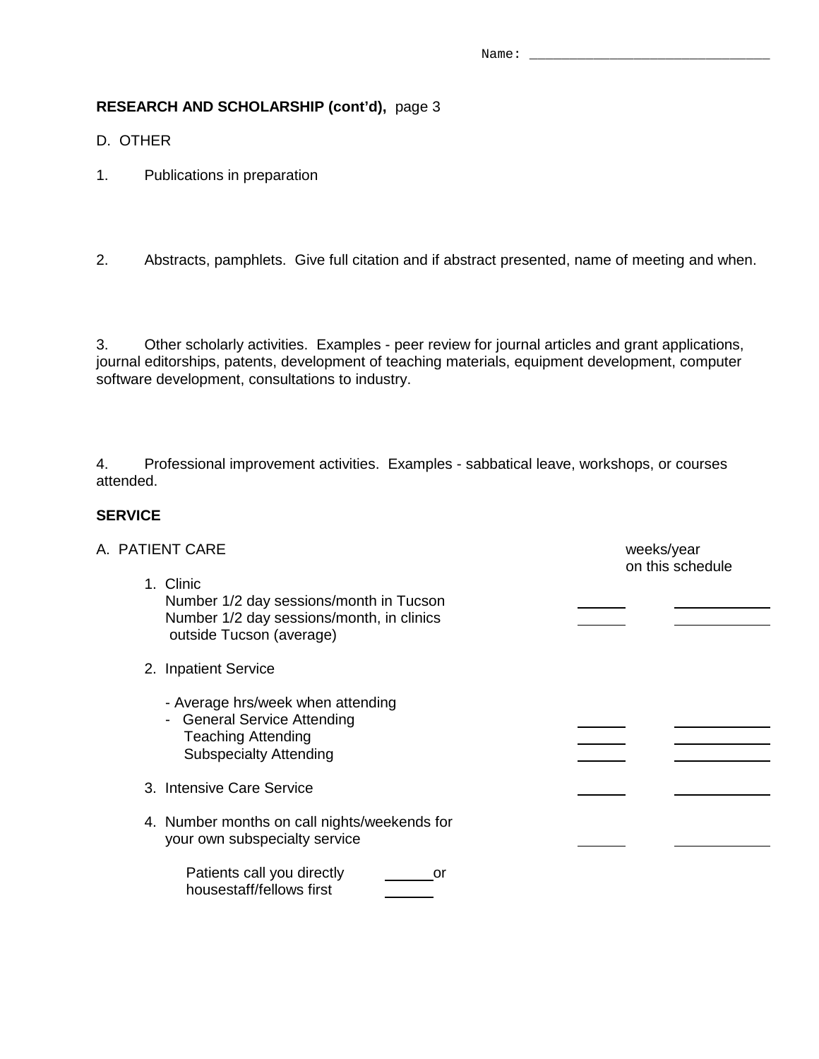Name: ______________________________

**RESEARCH AND SCHOLARSHIP (cont'd),** page 3

D. OTHER

1. Publications in preparation

2. Abstracts, pamphlets. Give full citation and if abstract presented, name of meeting and when.

3. Other scholarly activities. Examples - peer review for journal articles and grant applications, journal editorships, patents, development of teaching materials, equipment development, computer software development, consultations to industry.

4. Professional improvement activities. Examples - sabbatical leave, workshops, or courses attended.

**SERVICE**

| A. PATIENT CARE | | weeks/year on this schedule |
|---|---|---|
| 1. Clinic | | |
| Number 1/2 day sessions/month in Tucson | ______ | ____________ |
| Number 1/2 day sessions/month, in clinics outside Tucson (average) | ______ | ____________ |
| 2. Inpatient Service | | |
| - Average hrs/week when attending | | |
| - General Service Attending | ______ | ____________ |
| Teaching Attending | ______ | ____________ |
| Subspecialty Attending | ______ | ____________ |
| 3. Intensive Care Service | ______ | ____________ |
| 4. Number months on call nights/weekends for your own subspecialty service | ______ | ____________ |

Patients call you directly ______ or
housestaff/fellows first ______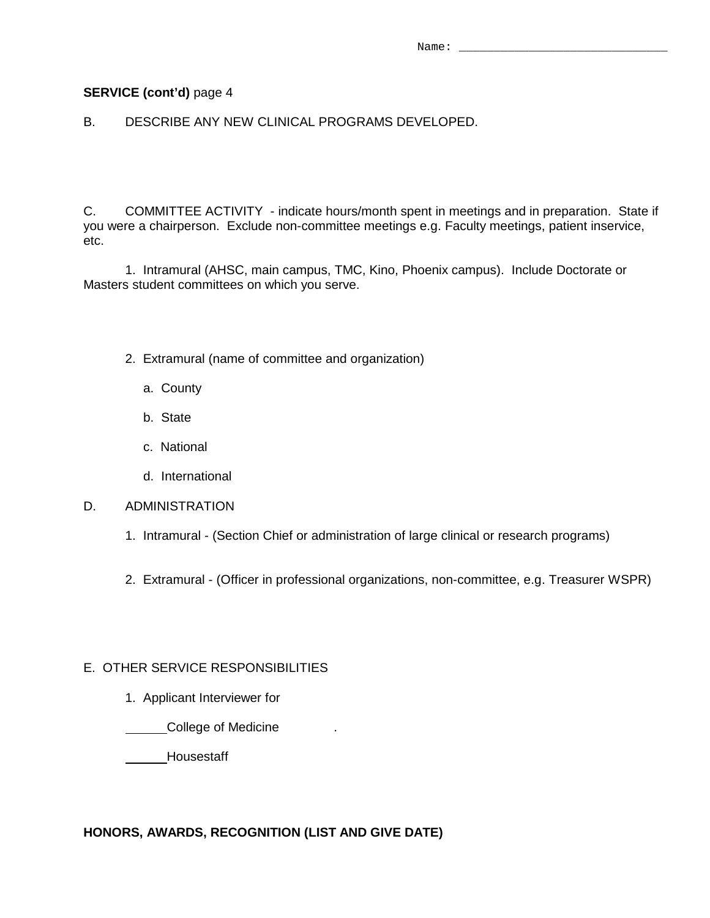Name: ______________________________

**SERVICE (cont'd)** page 4

B. DESCRIBE ANY NEW CLINICAL PROGRAMS DEVELOPED.

C. COMMITTEE ACTIVITY - indicate hours/month spent in meetings and in preparation. State if you were a chairperson. Exclude non-committee meetings e.g. Faculty meetings, patient inservice, etc.

1. Intramural (AHSC, main campus, TMC, Kino, Phoenix campus). Include Doctorate or Masters student committees on which you serve.

2. Extramural (name of committee and organization)

   a. County

   b. State

   c. National

   d. International

D. ADMINISTRATION

1. Intramural - (Section Chief or administration of large clinical or research programs)

2. Extramural - (Officer in professional organizations, non-committee, e.g. Treasurer WSPR)

E. OTHER SERVICE RESPONSIBILITIES

1. Applicant Interviewer for

______College of Medicine .

______Housestaff

**HONORS, AWARDS, RECOGNITION (LIST AND GIVE DATE)**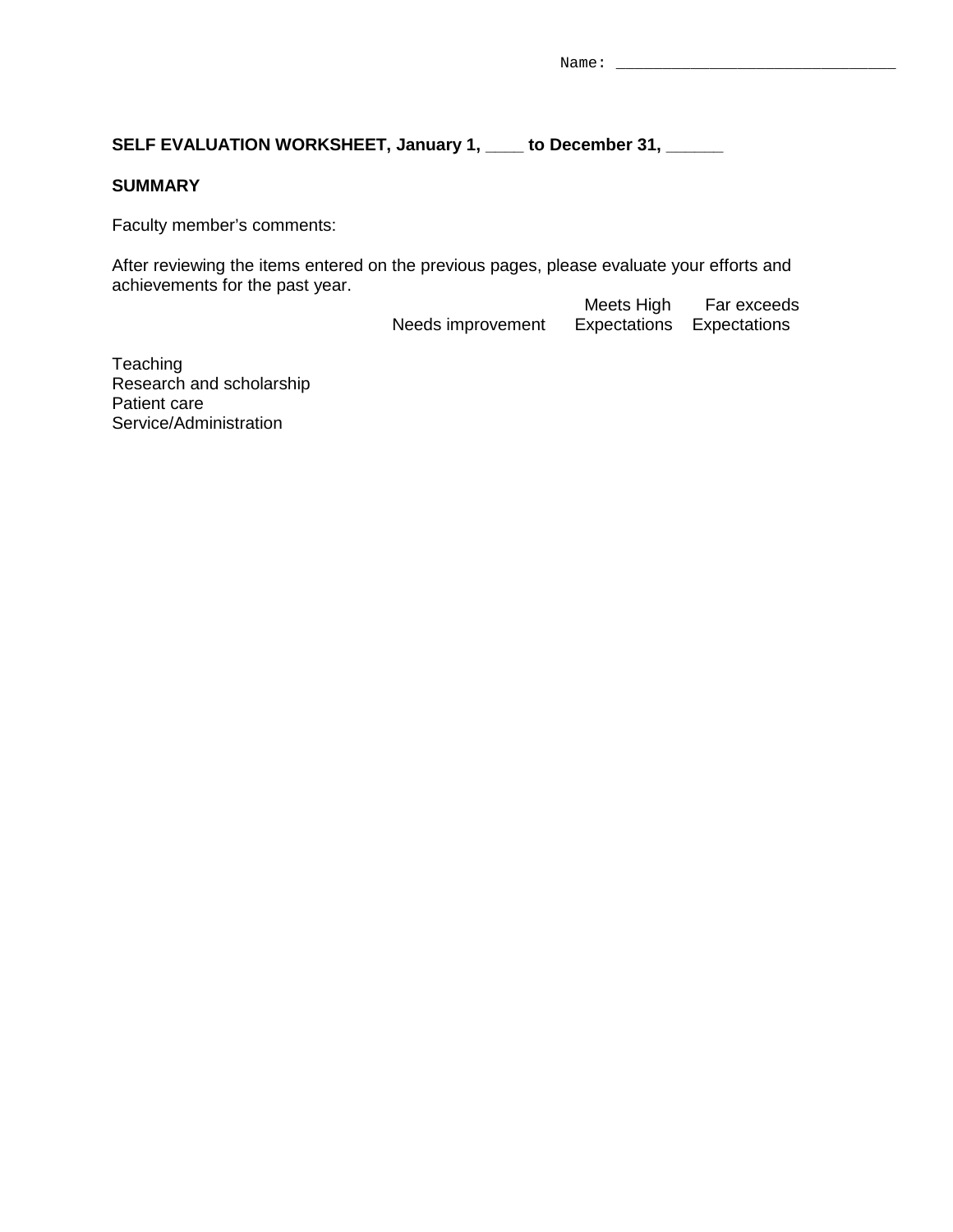Name: ______________________________

**SELF EVALUATION WORKSHEET, January 1, ____ to December 31, ______**

**SUMMARY**

Faculty member's comments:

After reviewing the items entered on the previous pages, please evaluate your efforts and achievements for the past year.

| | Needs improvement | Meets High Expectations | Far exceeds Expectations |
|---|---|---|---|
| Teaching | | | |
| Research and scholarship | | | |
| Patient care | | | |
| Service/Administration | | | |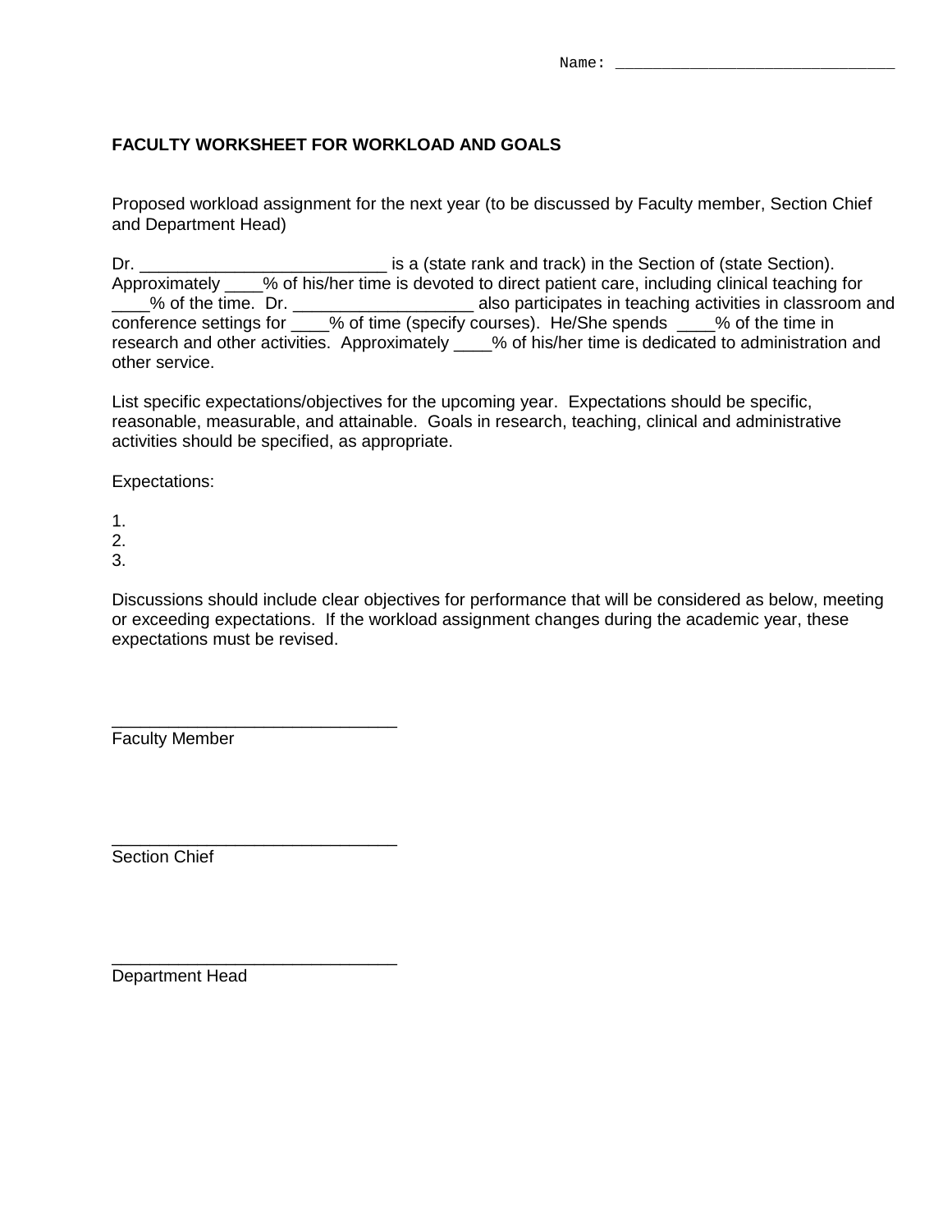Name: ______________________________

**FACULTY WORKSHEET FOR WORKLOAD AND GOALS**

Proposed workload assignment for the next year (to be discussed by Faculty member, Section Chief and Department Head)

Dr. __________________________ is a (state rank and track) in the Section of (state Section). Approximately ____% of his/her time is devoted to direct patient care, including clinical teaching for ____% of the time. Dr. ___________________ also participates in teaching activities in classroom and conference settings for ____% of time (specify courses). He/She spends ____% of the time in research and other activities. Approximately ____% of his/her time is dedicated to administration and other service.

List specific expectations/objectives for the upcoming year. Expectations should be specific, reasonable, measurable, and attainable. Goals in research, teaching, clinical and administrative activities should be specified, as appropriate.

Expectations:

1.
2.
3.

Discussions should include clear objectives for performance that will be considered as below, meeting or exceeding expectations. If the workload assignment changes during the academic year, these expectations must be revised.

______________________________
Faculty Member

______________________________
Section Chief

______________________________
Department Head